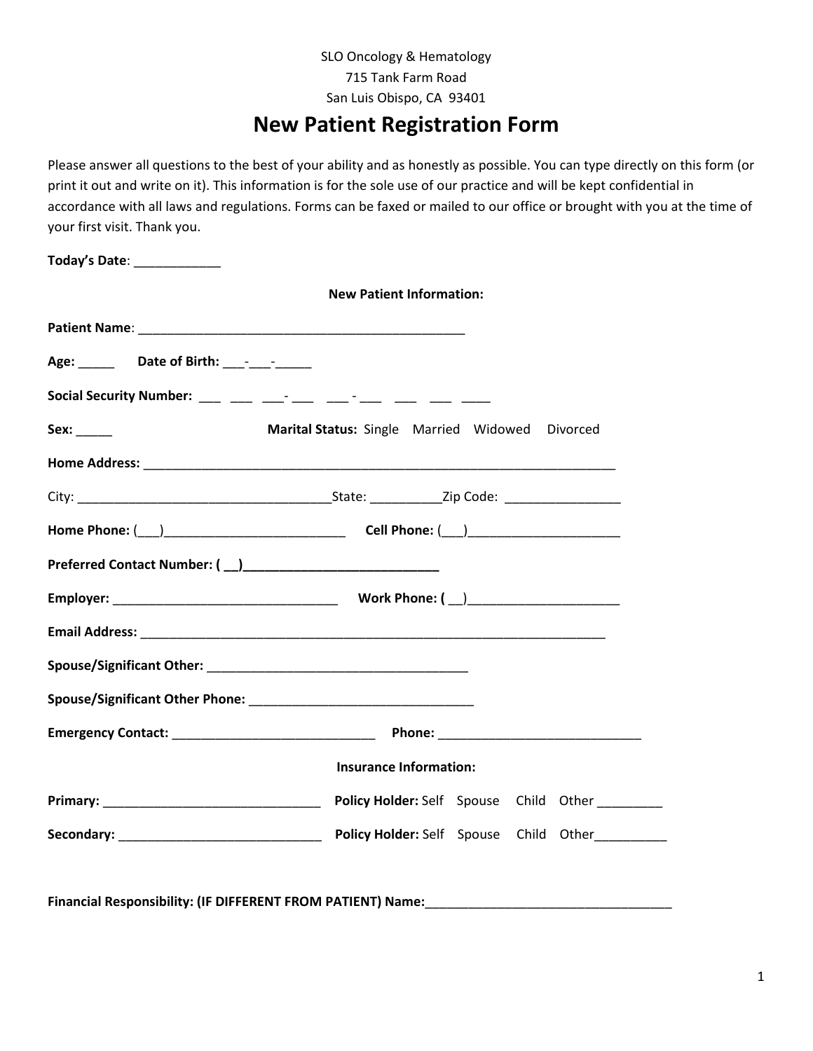SLO Oncology & Hematology
715 Tank Farm Road
San Luis Obispo, CA 93401

# New Patient Registration Form

Please answer all questions to the best of your ability and as honestly as possible. You can type directly on this form (or print it out and write on it). This information is for the sole use of our practice and will be kept confidential in accordance with all laws and regulations. Forms can be faxed or mailed to our office or brought with you at the time of your first visit. Thank you.

**Today's Date**: ____________

**New Patient Information:**

**Patient Name**: _______________________________________________

**Age:** _____ **Date of Birth:** ___-___-_____

**Social Security Number:** ___ ___ ___- ___ ___ - ___ ___ ___ ____

**Sex:** _____ **Marital Status:** Single Married Widowed Divorced

**Home Address:** ____________________________________________________________________

City: ____________________________________State: __________Zip Code: ________________

**Home Phone:** (___)_________________________ **Cell Phone:** (___)_____________________

**Preferred Contact Number: ( __)____________________________**

**Employer:** ________________________________ **Work Phone: ( __)**_____________________

**Email Address:** ___________________________________________________________________

**Spouse/Significant Other:** _____________________________________

**Spouse/Significant Other Phone:** ________________________________

**Emergency Contact:** _____________________________ **Phone:** _____________________________

**Insurance Information:**

**Primary:** _______________________________ **Policy Holder:** Self Spouse Child Other _________

**Secondary:** _____________________________ **Policy Holder:** Self Spouse Child Other__________

**Financial Responsibility: (IF DIFFERENT FROM PATIENT) Name:**___________________________________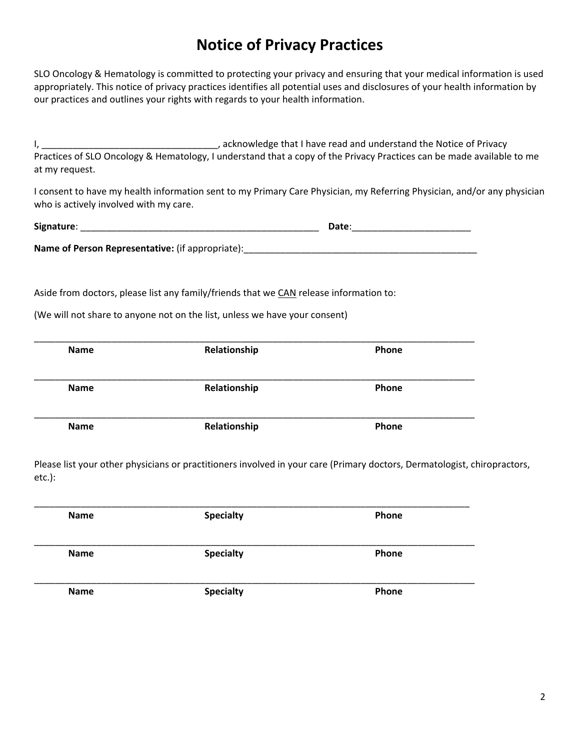# Notice of Privacy Practices

SLO Oncology & Hematology is committed to protecting your privacy and ensuring that your medical information is used appropriately. This notice of privacy practices identifies all potential uses and disclosures of your health information by our practices and outlines your rights with regards to your health information.

I, ________________________________, acknowledge that I have read and understand the Notice of Privacy Practices of SLO Oncology & Hematology, I understand that a copy of the Privacy Practices can be made available to me at my request.

I consent to have my health information sent to my Primary Care Physician, my Referring Physician, and/or any physician who is actively involved with my care.

**Signature**: _____________________________________________ **Date**:______________________

**Name of Person Representative:** (if appropriate):____________________________________________

Aside from doctors, please list any family/friends that we <u>CAN</u> release information to:

(We will not share to anyone not on the list, unless we have your consent)

| | | |
|---|---|---|
| **Name** | **Relationship** | **Phone** |
| **Name** | **Relationship** | **Phone** |
| **Name** | **Relationship** | **Phone** |

Please list your other physicians or practitioners involved in your care (Primary doctors, Dermatologist, chiropractors, etc.):

| | | |
|---|---|---|
| **Name** | **Specialty** | **Phone** |
| **Name** | **Specialty** | **Phone** |
| **Name** | **Specialty** | **Phone** |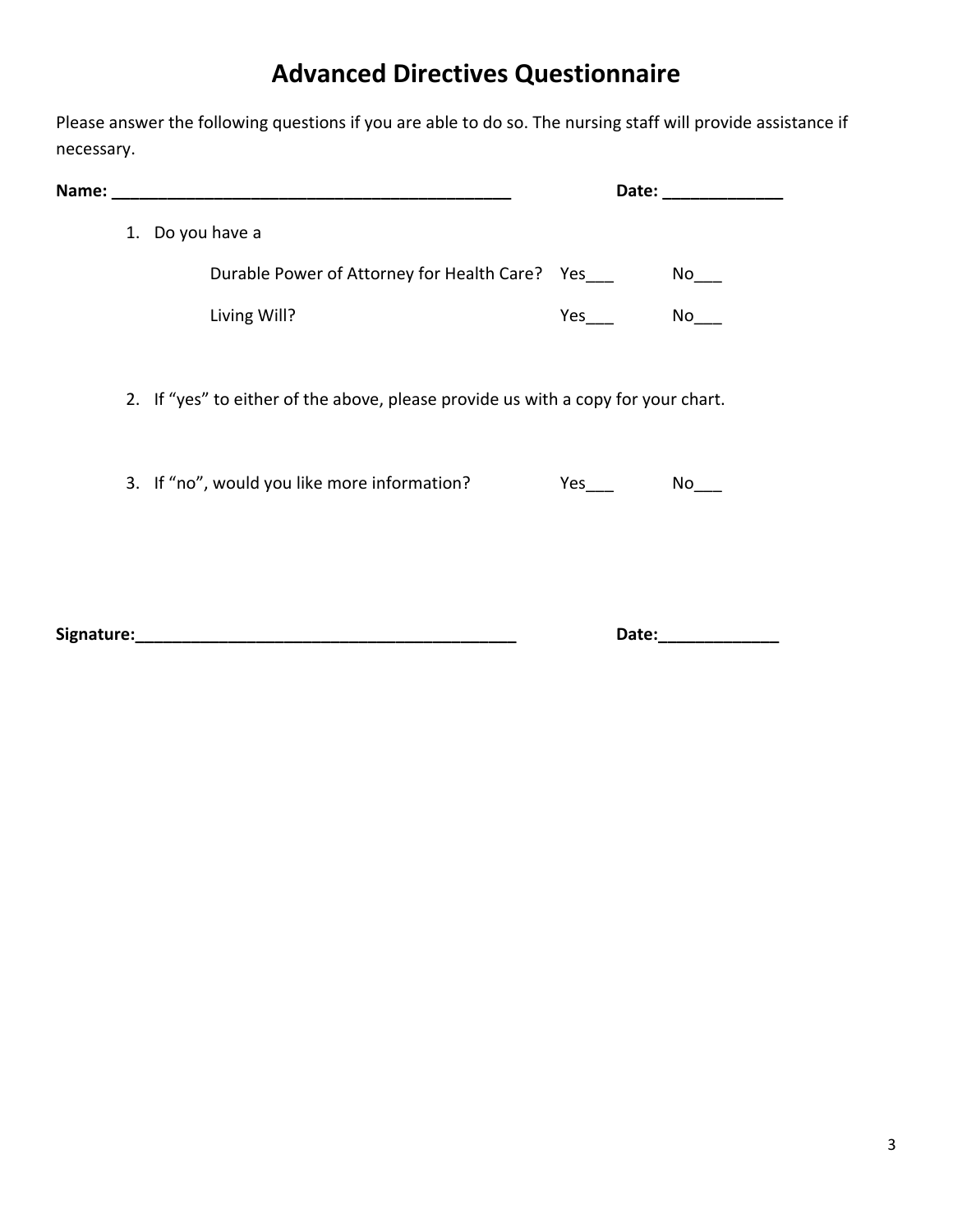# Advanced Directives Questionnaire

Please answer the following questions if you are able to do so. The nursing staff will provide assistance if necessary.

**Name:** _____________________________________________ **Date:** _____________

1. Do you have a

   Durable Power of Attorney for Health Care? Yes___ No___

   Living Will? Yes___ No___

2. If "yes" to either of the above, please provide us with a copy for your chart.

3. If "no", would you like more information? Yes___ No___

**Signature:**___________________________________________ **Date:**_____________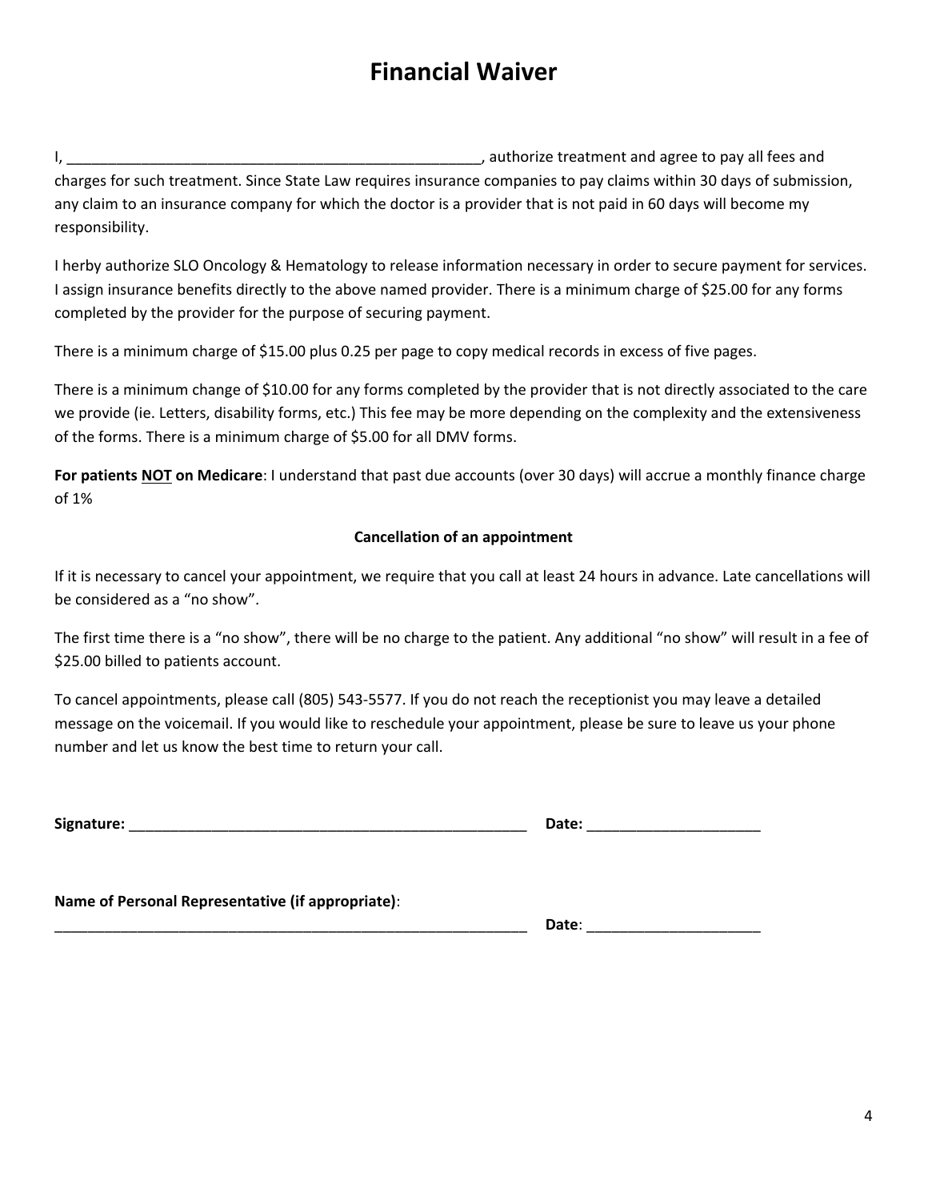# Financial Waiver

I, ___________________________________________________, authorize treatment and agree to pay all fees and charges for such treatment. Since State Law requires insurance companies to pay claims within 30 days of submission, any claim to an insurance company for which the doctor is a provider that is not paid in 60 days will become my responsibility.

I herby authorize SLO Oncology & Hematology to release information necessary in order to secure payment for services. I assign insurance benefits directly to the above named provider. There is a minimum charge of $25.00 for any forms completed by the provider for the purpose of securing payment.

There is a minimum charge of $15.00 plus 0.25 per page to copy medical records in excess of five pages.

There is a minimum change of $10.00 for any forms completed by the provider that is not directly associated to the care we provide (ie. Letters, disability forms, etc.) This fee may be more depending on the complexity and the extensiveness of the forms. There is a minimum charge of $5.00 for all DMV forms.

**For patients <u>NOT</u> on Medicare**: I understand that past due accounts (over 30 days) will accrue a monthly finance charge of 1%

**Cancellation of an appointment**

If it is necessary to cancel your appointment, we require that you call at least 24 hours in advance. Late cancellations will be considered as a “no show”.

The first time there is a “no show”, there will be no charge to the patient. Any additional “no show” will result in a fee of $25.00 billed to patients account.

To cancel appointments, please call (805) 543-5577. If you do not reach the receptionist you may leave a detailed message on the voicemail. If you would like to reschedule your appointment, please be sure to leave us your phone number and let us know the best time to return your call.

**Signature:** ___________________________________________________ **Date:** _____________________

**Name of Personal Representative (if appropriate)**:

_____________________________________________________________ **Date**: _____________________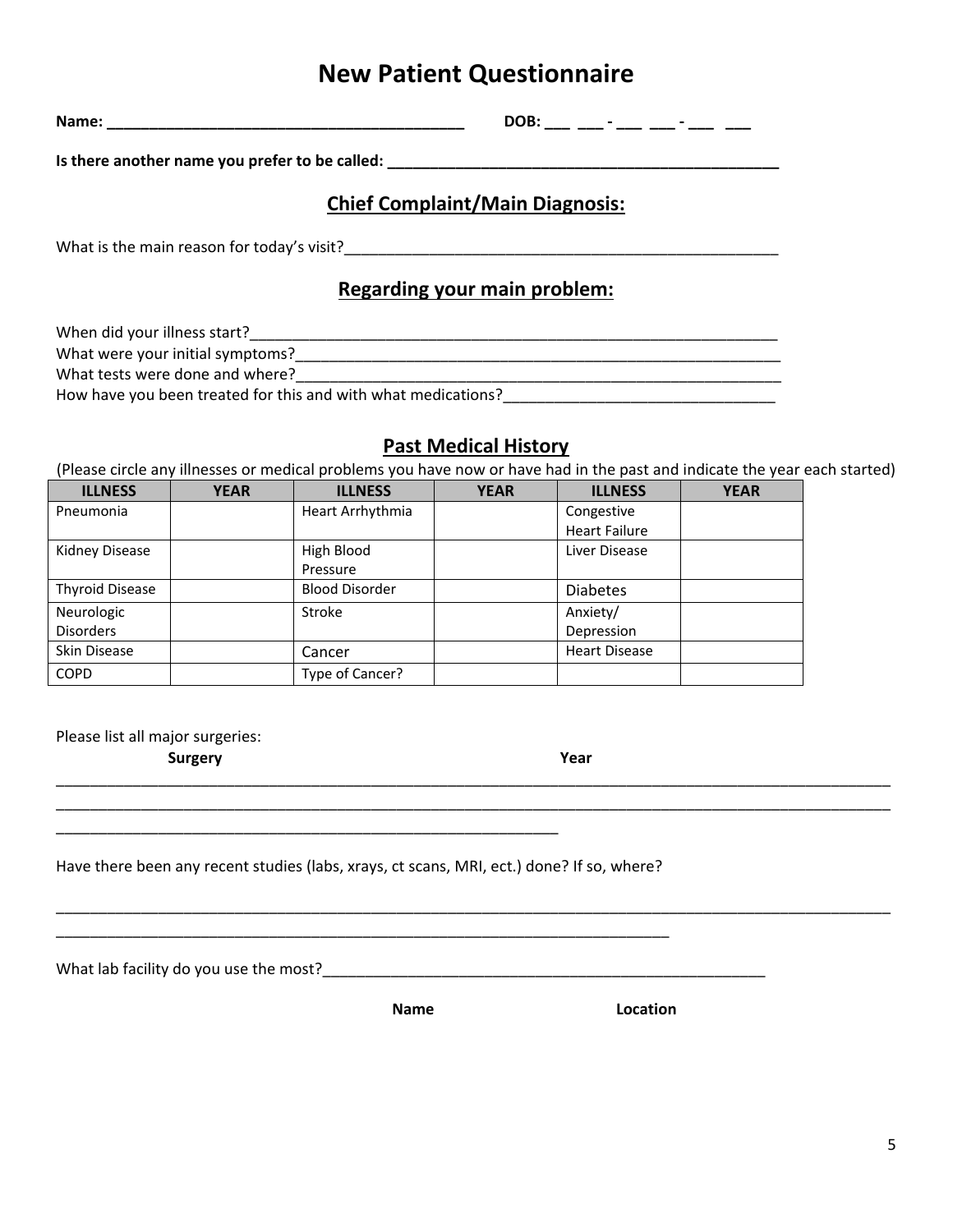# New Patient Questionnaire

**Name: ___________________________________________** **DOB: ___ ___ - ___ ___ - ___ ___**

**Is there another name you prefer to be called: _______________________________________________**

## Chief Complaint/Main Diagnosis:

What is the main reason for today's visit?_____________________________________________________

## Regarding your main problem:

When did your illness start?_________________________________________________________________
What were your initial symptoms?____________________________________________________________
What tests were done and where?____________________________________________________________
How have you been treated for this and with what medications?________________________________

## Past Medical History

(Please circle any illnesses or medical problems you have now or have had in the past and indicate the year each started)

| ILLNESS | YEAR | ILLNESS | YEAR | ILLNESS | YEAR |
|---|---|---|---|---|---|
| Pneumonia | | Heart Arrhythmia | | Congestive Heart Failure | |
| Kidney Disease | | High Blood Pressure | | Liver Disease | |
| Thyroid Disease | | Blood Disorder | | Diabetes | |
| Neurologic Disorders | | Stroke | | Anxiety/ Depression | |
| Skin Disease | | Cancer | | Heart Disease | |
| COPD | | Type of Cancer? | | | |

Please list all major surgeries:

**Surgery** **Year**

____________________________________________________________________________________________
____________________________________________________________________________________________
____________________________________________________________

Have there been any recent studies (labs, xrays, ct scans, MRI, ect.) done? If so, where?

____________________________________________________________________________________________
__________________________________________________________________________

What lab facility do you use the most?_____________________________________________________

**Name** **Location**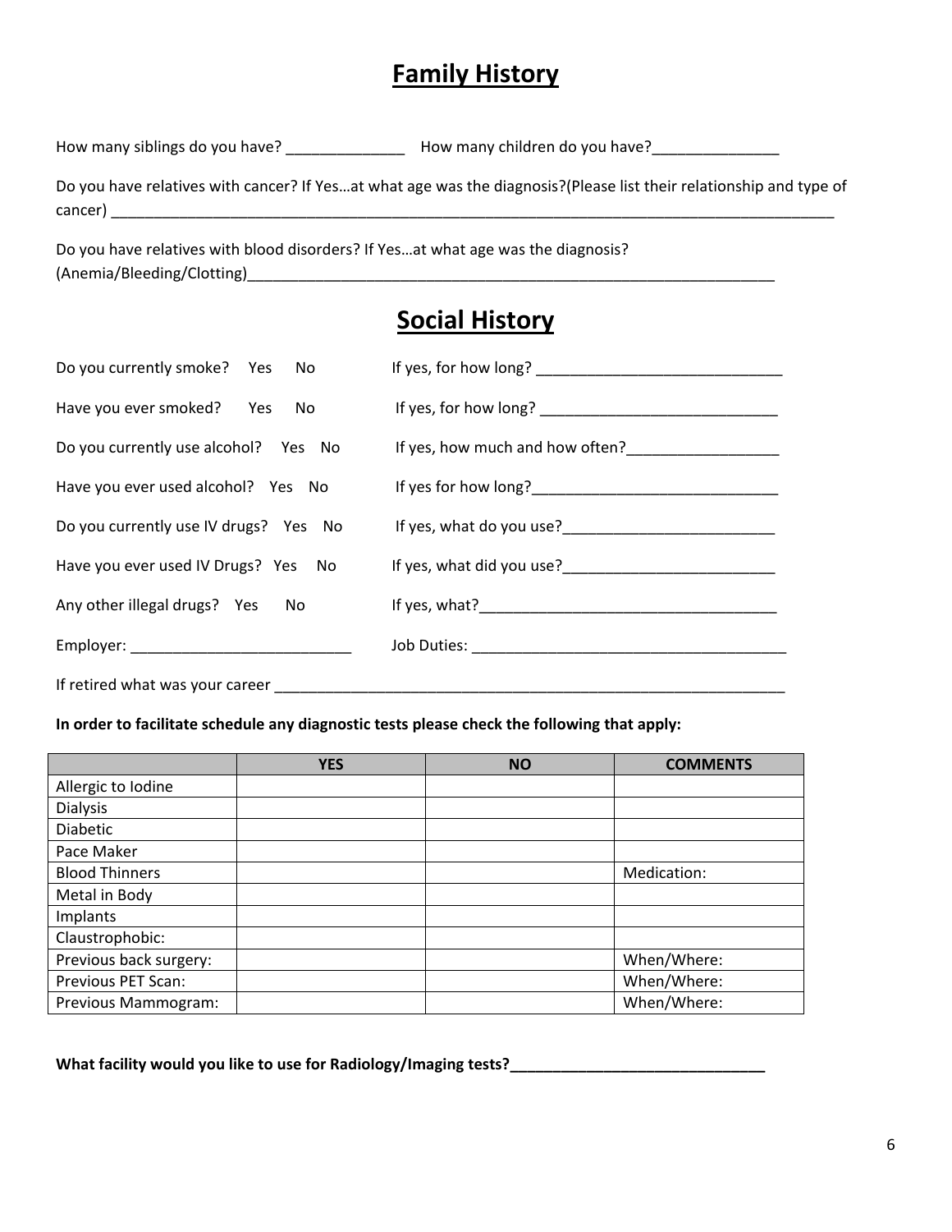# Family History

How many siblings do you have? ______________ How many children do you have?_______________

Do you have relatives with cancer? If Yes…at what age was the diagnosis?(Please list their relationship and type of cancer) ___________________________________________________________________________________________

Do you have relatives with blood disorders? If Yes…at what age was the diagnosis? (Anemia/Bleeding/Clotting)_________________________________________________________________

# Social History

Do you currently smoke? Yes No If yes, for how long? _____________________________

Have you ever smoked? Yes No If yes, for how long? _____________________________

Do you currently use alcohol? Yes No If yes, how much and how often?__________________

Have you ever used alcohol? Yes No If yes for how long?_____________________________

Do you currently use IV drugs? Yes No If yes, what do you use?_________________________

Have you ever used IV Drugs? Yes No If yes, what did you use?_________________________

Any other illegal drugs? Yes No If yes, what?___________________________________

Employer: __________________________ Job Duties: ______________________________________

If retired what was your career ________________________________________________________________

**In order to facilitate schedule any diagnostic tests please check the following that apply:**

| | YES | NO | COMMENTS |
|---|---|---|---|
| Allergic to Iodine | | | |
| Dialysis | | | |
| Diabetic | | | |
| Pace Maker | | | |
| Blood Thinners | | | Medication: |
| Metal in Body | | | |
| Implants | | | |
| Claustrophobic: | | | |
| Previous back surgery: | | | When/Where: |
| Previous PET Scan: | | | When/Where: |
| Previous Mammogram: | | | When/Where: |

**What facility would you like to use for Radiology/Imaging tests?______________________________**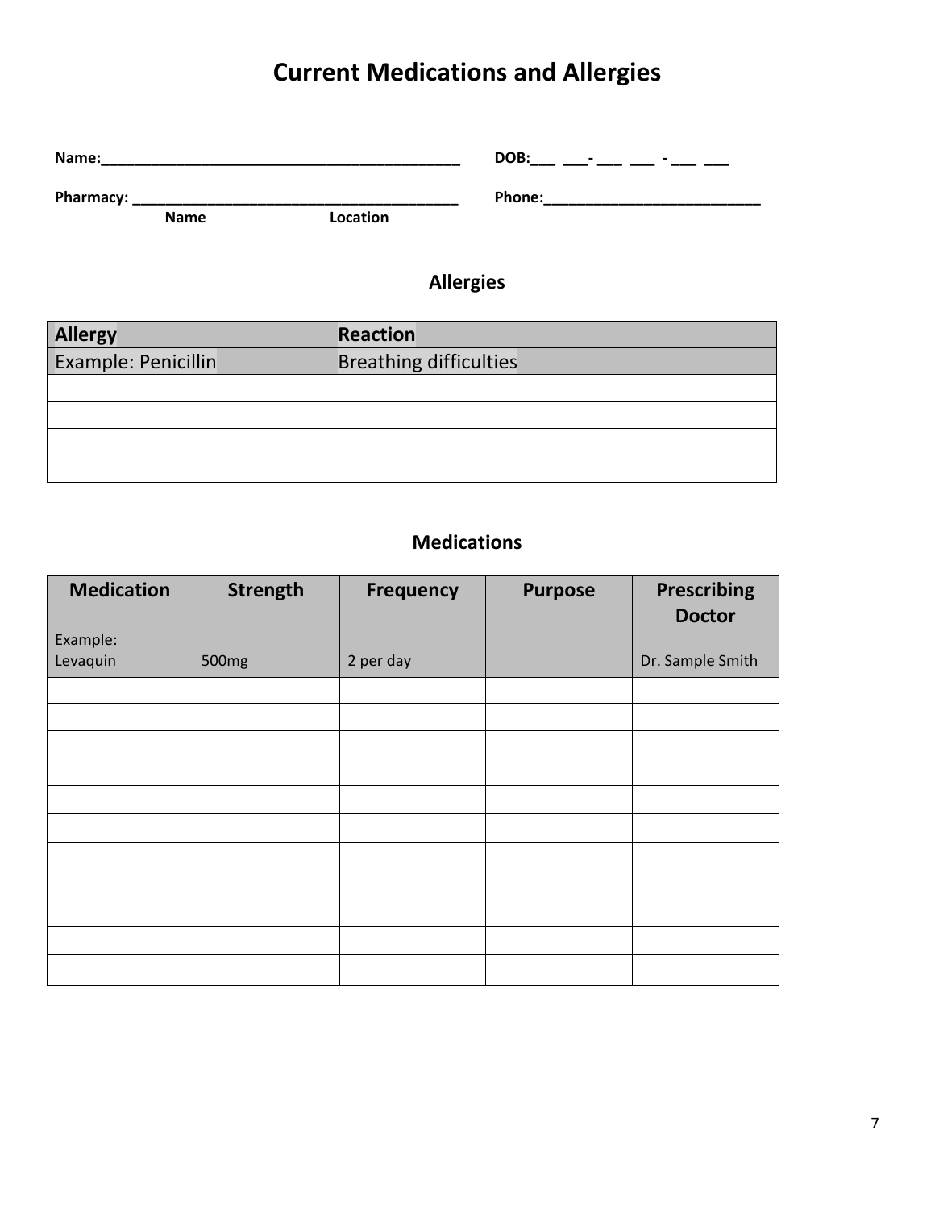# Current Medications and Allergies

**Name:**_____________________________________________ **DOB:**___ ___- ___ ___ - ___ ___

**Pharmacy:** ________________________________________ **Phone:**___________________________
**Name** **Location**

## Allergies

| Allergy | Reaction |
|---|---|
| Example: Penicillin | Breathing difficulties |
| | |
| | |
| | |
| | |

## Medications

| Medication | Strength | Frequency | Purpose | Prescribing Doctor |
|---|---|---|---|---|
| Example: Levaquin | 500mg | 2 per day | | Dr. Sample Smith |
| | | | | |
| | | | | |
| | | | | |
| | | | | |
| | | | | |
| | | | | |
| | | | | |
| | | | | |
| | | | | |
| | | | | |
| | | | | |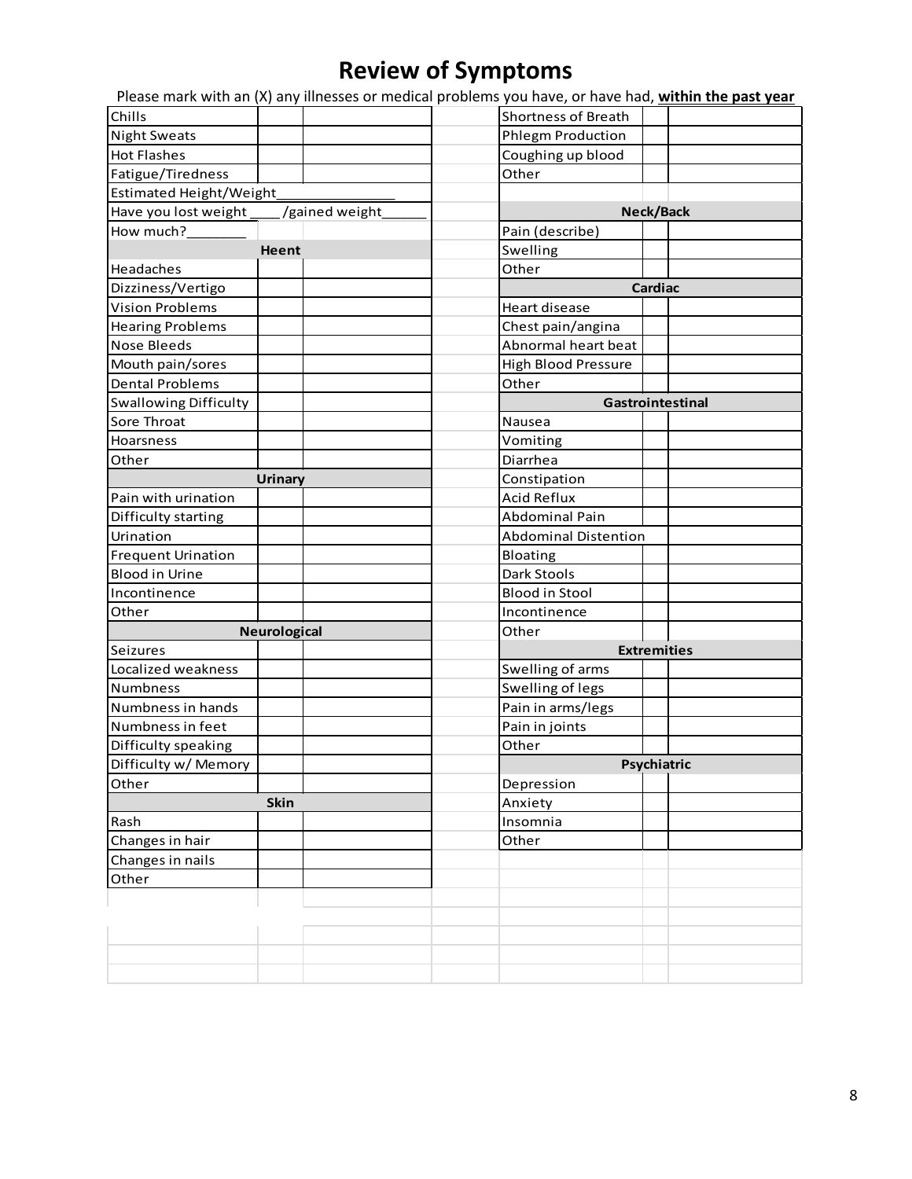# Review of Symptoms

Please mark with an (X) any illnesses or medical problems you have, or have had, **within the past year**

| | | |
|---|---|---|
| Chills | | |
| Night Sweats | | |
| Hot Flashes | | |
| Fatigue/Tiredness | | |
| Estimated Height/Weight________________ | | |
| Have you lost weight ____ /gained weight______ | | |
| How much?________ | | |
| **Heent** | | |
| Headaches | | |
| Dizziness/Vertigo | | |
| Vision Problems | | |
| Hearing Problems | | |
| Nose Bleeds | | |
| Mouth pain/sores | | |
| Dental Problems | | |
| Swallowing Difficulty | | |
| Sore Throat | | |
| Hoarsness | | |
| Other | | |
| **Urinary** | | |
| Pain with urination | | |
| Difficulty starting | | |
| Urination | | |
| Frequent Urination | | |
| Blood in Urine | | |
| Incontinence | | |
| Other | | |
| **Neurological** | | |
| Seizures | | |
| Localized weakness | | |
| Numbness | | |
| Numbness in hands | | |
| Numbness in feet | | |
| Difficulty speaking | | |
| Difficulty w/ Memory | | |
| Other | | |
| **Skin** | | |
| Rash | | |
| Changes in hair | | |
| Changes in nails | | |
| Other | | |

| | | |
|---|---|---|
| Shortness of Breath | | |
| Phlegm Production | | |
| Coughing up blood | | |
| Other | | |
| **Neck/Back** | | |
| Pain (describe) | | |
| Swelling | | |
| Other | | |
| **Cardiac** | | |
| Heart disease | | |
| Chest pain/angina | | |
| Abnormal heart beat | | |
| High Blood Pressure | | |
| Other | | |
| **Gastrointestinal** | | |
| Nausea | | |
| Vomiting | | |
| Diarrhea | | |
| Constipation | | |
| Acid Reflux | | |
| Abdominal Pain | | |
| Abdominal Distention | | |
| Bloating | | |
| Dark Stools | | |
| Blood in Stool | | |
| Incontinence | | |
| Other | | |
| **Extremities** | | |
| Swelling of arms | | |
| Swelling of legs | | |
| Pain in arms/legs | | |
| Pain in joints | | |
| Other | | |
| **Psychiatric** | | |
| Depression | | |
| Anxiety | | |
| Insomnia | | |
| Other | | |